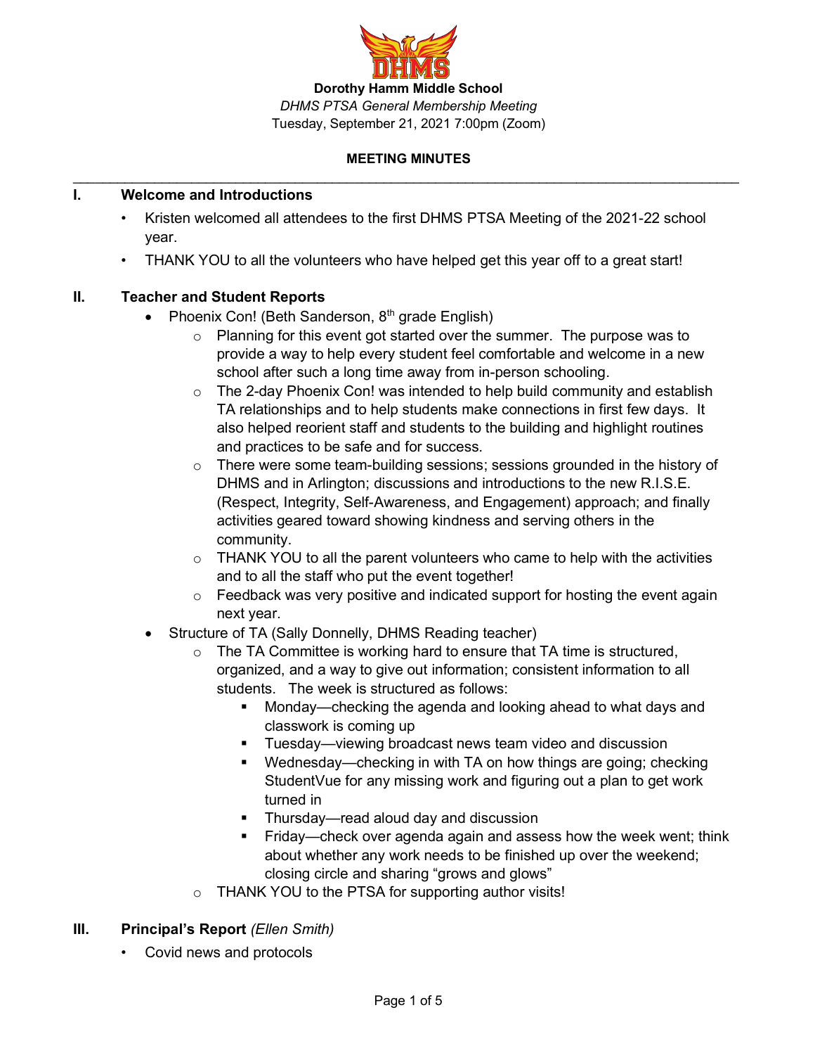**Dorothy Hamm Middle School**

*DHMS PTSA General Membership Meeting*

Tuesday, September 21, 2021 7:00pm (Zoom)

**MEETING MINUTES**

## I. Welcome and Introductions

- Kristen welcomed all attendees to the first DHMS PTSA Meeting of the 2021-22 school year.
- THANK YOU to all the volunteers who have helped get this year off to a great start!

## II. Teacher and Student Reports

- Phoenix Con! (Beth Sanderson, 8th grade English)
  - Planning for this event got started over the summer. The purpose was to provide a way to help every student feel comfortable and welcome in a new school after such a long time away from in-person schooling.
  - The 2-day Phoenix Con! was intended to help build community and establish TA relationships and to help students make connections in first few days. It also helped reorient staff and students to the building and highlight routines and practices to be safe and for success.
  - There were some team-building sessions; sessions grounded in the history of DHMS and in Arlington; discussions and introductions to the new R.I.S.E. (Respect, Integrity, Self-Awareness, and Engagement) approach; and finally activities geared toward showing kindness and serving others in the community.
  - THANK YOU to all the parent volunteers who came to help with the activities and to all the staff who put the event together!
  - Feedback was very positive and indicated support for hosting the event again next year.
- Structure of TA (Sally Donnelly, DHMS Reading teacher)
  - The TA Committee is working hard to ensure that TA time is structured, organized, and a way to give out information; consistent information to all students. The week is structured as follows:
    - Monday—checking the agenda and looking ahead to what days and classwork is coming up
    - Tuesday—viewing broadcast news team video and discussion
    - Wednesday—checking in with TA on how things are going; checking StudentVue for any missing work and figuring out a plan to get work turned in
    - Thursday—read aloud day and discussion
    - Friday—check over agenda again and assess how the week went; think about whether any work needs to be finished up over the weekend; closing circle and sharing "grows and glows"
  - THANK YOU to the PTSA for supporting author visits!

## III. Principal's Report *(Ellen Smith)*

- Covid news and protocols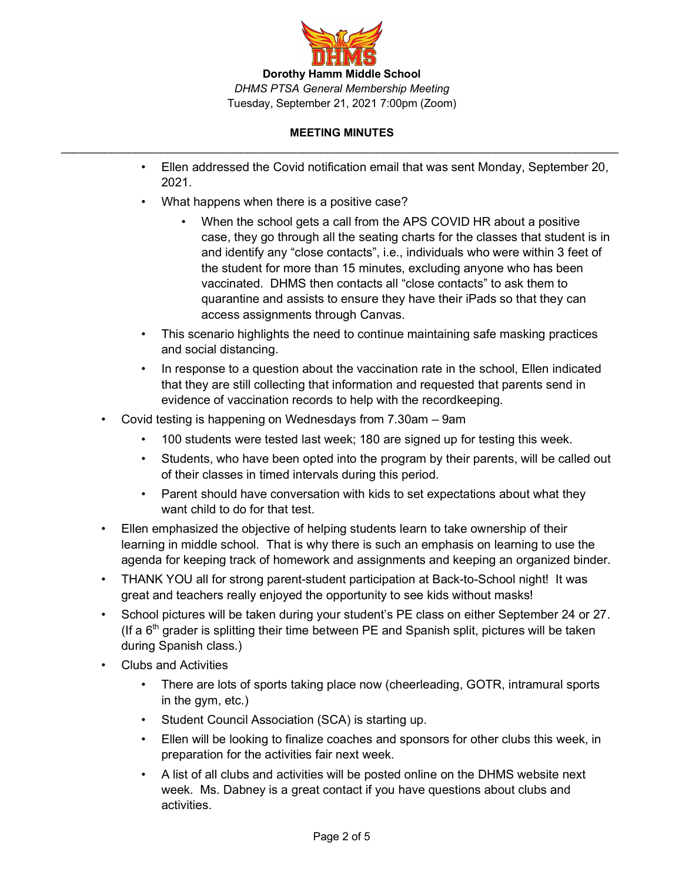**Dorothy Hamm Middle School**

*DHMS PTSA General Membership Meeting*

Tuesday, September 21, 2021 7:00pm (Zoom)

**MEETING MINUTES**

---

- Ellen addressed the Covid notification email that was sent Monday, September 20, 2021.
- What happens when there is a positive case?
  - When the school gets a call from the APS COVID HR about a positive case, they go through all the seating charts for the classes that student is in and identify any "close contacts", i.e., individuals who were within 3 feet of the student for more than 15 minutes, excluding anyone who has been vaccinated. DHMS then contacts all "close contacts" to ask them to quarantine and assists to ensure they have their iPads so that they can access assignments through Canvas.
- This scenario highlights the need to continue maintaining safe masking practices and social distancing.
- In response to a question about the vaccination rate in the school, Ellen indicated that they are still collecting that information and requested that parents send in evidence of vaccination records to help with the recordkeeping.

- Covid testing is happening on Wednesdays from 7.30am – 9am
  - 100 students were tested last week; 180 are signed up for testing this week.
  - Students, who have been opted into the program by their parents, will be called out of their classes in timed intervals during this period.
  - Parent should have conversation with kids to set expectations about what they want child to do for that test.
- Ellen emphasized the objective of helping students learn to take ownership of their learning in middle school. That is why there is such an emphasis on learning to use the agenda for keeping track of homework and assignments and keeping an organized binder.
- THANK YOU all for strong parent-student participation at Back-to-School night! It was great and teachers really enjoyed the opportunity to see kids without masks!
- School pictures will be taken during your student's PE class on either September 24 or 27. (If a 6th grader is splitting their time between PE and Spanish split, pictures will be taken during Spanish class.)
- Clubs and Activities
  - There are lots of sports taking place now (cheerleading, GOTR, intramural sports in the gym, etc.)
  - Student Council Association (SCA) is starting up.
  - Ellen will be looking to finalize coaches and sponsors for other clubs this week, in preparation for the activities fair next week.
  - A list of all clubs and activities will be posted online on the DHMS website next week. Ms. Dabney is a great contact if you have questions about clubs and activities.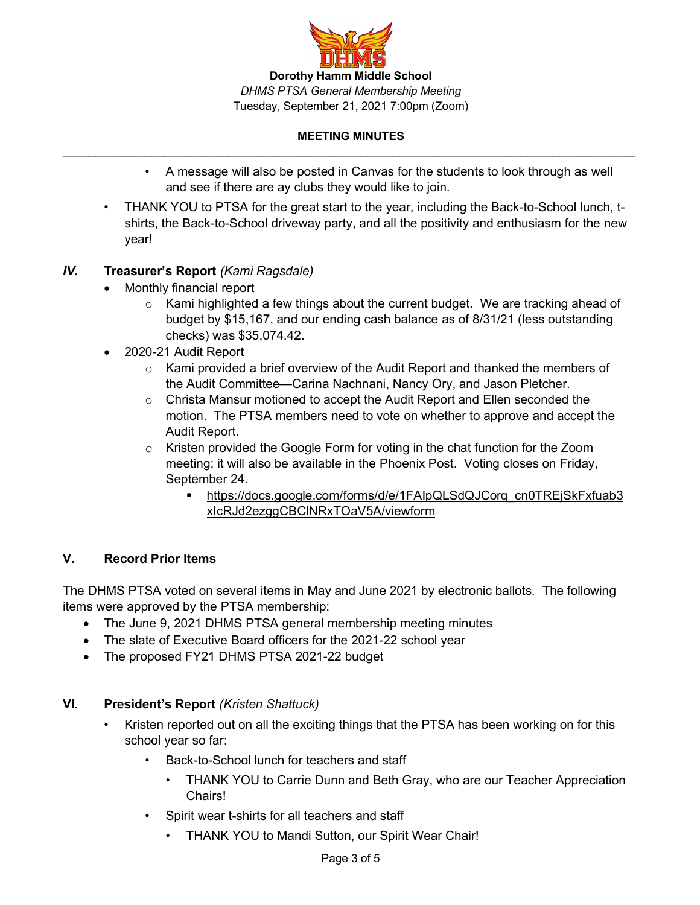Dorothy Hamm Middle School

*DHMS PTSA General Membership Meeting*

Tuesday, September 21, 2021 7:00pm (Zoom)

**MEETING MINUTES**

- A message will also be posted in Canvas for the students to look through as well and see if there are ay clubs they would like to join.
- THANK YOU to PTSA for the great start to the year, including the Back-to-School lunch, t-shirts, the Back-to-School driveway party, and all the positivity and enthusiasm for the new year!

## *IV.* Treasurer's Report *(Kami Ragsdale)*

- Monthly financial report
  - Kami highlighted a few things about the current budget. We are tracking ahead of budget by $15,167, and our ending cash balance as of 8/31/21 (less outstanding checks) was $35,074.42.
- 2020-21 Audit Report
  - Kami provided a brief overview of the Audit Report and thanked the members of the Audit Committee—Carina Nachnani, Nancy Ory, and Jason Pletcher.
  - Christa Mansur motioned to accept the Audit Report and Ellen seconded the motion. The PTSA members need to vote on whether to approve and accept the Audit Report.
  - Kristen provided the Google Form for voting in the chat function for the Zoom meeting; it will also be available in the Phoenix Post. Voting closes on Friday, September 24.
    - https://docs.google.com/forms/d/e/1FAIpQLSdQJCorq_cn0TREjSkFxfuab3xIcRJd2ezggCBClNRxTOaV5A/viewform

## V. Record Prior Items

The DHMS PTSA voted on several items in May and June 2021 by electronic ballots. The following items were approved by the PTSA membership:

- The June 9, 2021 DHMS PTSA general membership meeting minutes
- The slate of Executive Board officers for the 2021-22 school year
- The proposed FY21 DHMS PTSA 2021-22 budget

## VI. President's Report *(Kristen Shattuck)*

- Kristen reported out on all the exciting things that the PTSA has been working on for this school year so far:
  - Back-to-School lunch for teachers and staff
    - THANK YOU to Carrie Dunn and Beth Gray, who are our Teacher Appreciation Chairs!
  - Spirit wear t-shirts for all teachers and staff
    - THANK YOU to Mandi Sutton, our Spirit Wear Chair!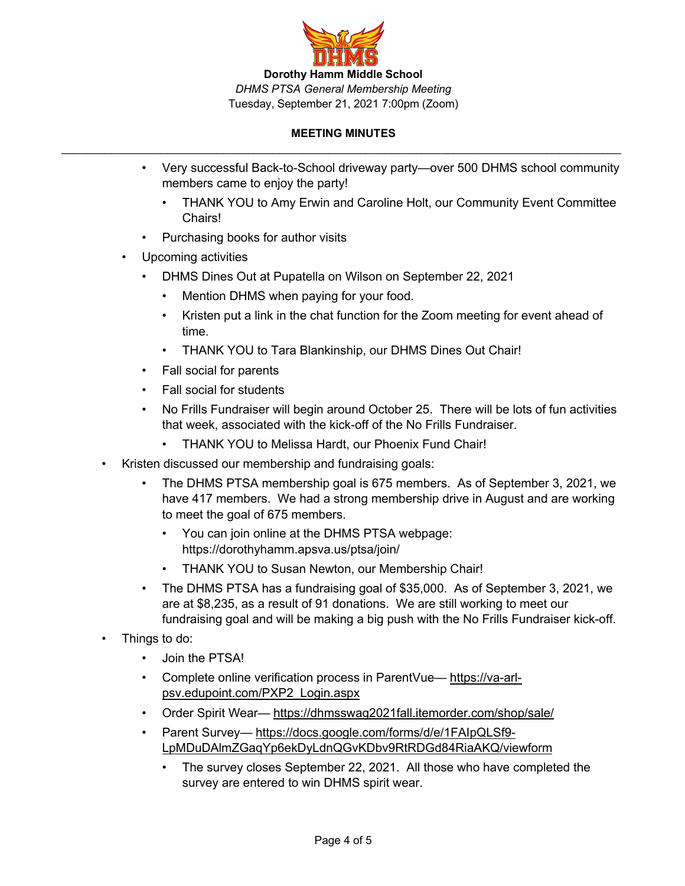**Dorothy Hamm Middle School**

*DHMS PTSA General Membership Meeting*

Tuesday, September 21, 2021 7:00pm (Zoom)

**MEETING MINUTES**

---

        - Very successful Back-to-School driveway party—over 500 DHMS school community members came to enjoy the party!
            - THANK YOU to Amy Erwin and Caroline Holt, our Community Event Committee Chairs!
        - Purchasing books for author visits
    - Upcoming activities
        - DHMS Dines Out at Pupatella on Wilson on September 22, 2021
            - Mention DHMS when paying for your food.
            - Kristen put a link in the chat function for the Zoom meeting for event ahead of time.
            - THANK YOU to Tara Blankinship, our DHMS Dines Out Chair!
        - Fall social for parents
        - Fall social for students
        - No Frills Fundraiser will begin around October 25. There will be lots of fun activities that week, associated with the kick-off of the No Frills Fundraiser.
            - THANK YOU to Melissa Hardt, our Phoenix Fund Chair!
- Kristen discussed our membership and fundraising goals:
    - The DHMS PTSA membership goal is 675 members. As of September 3, 2021, we have 417 members. We had a strong membership drive in August and are working to meet the goal of 675 members.
        - You can join online at the DHMS PTSA webpage: https://dorothyhamm.apsva.us/ptsa/join/
        - THANK YOU to Susan Newton, our Membership Chair!
    - The DHMS PTSA has a fundraising goal of $35,000. As of September 3, 2021, we are at $8,235, as a result of 91 donations. We are still working to meet our fundraising goal and will be making a big push with the No Frills Fundraiser kick-off.
- Things to do:
    - Join the PTSA!
    - Complete online verification process in ParentVue— https://va-arl-psv.edupoint.com/PXP2_Login.aspx
    - Order Spirit Wear— https://dhmsswag2021fall.itemorder.com/shop/sale/
    - Parent Survey— https://docs.google.com/forms/d/e/1FAIpQLSf9-LpMDuDAlmZGaqYp6ekDyLdnQGvKDbv9RtRDGd84RiaAKQ/viewform
        - The survey closes September 22, 2021. All those who have completed the survey are entered to win DHMS spirit wear.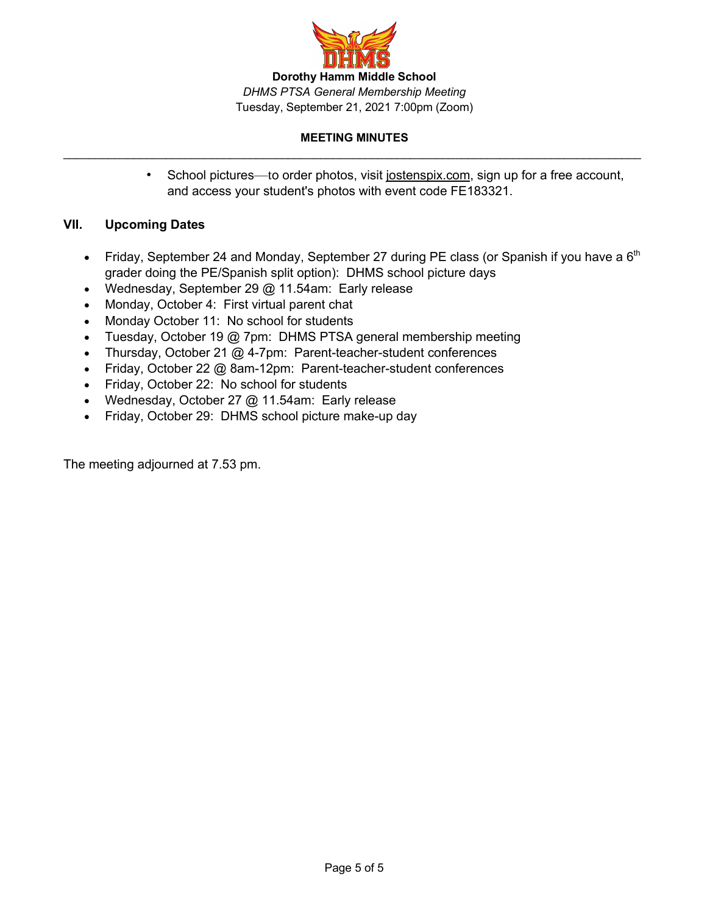**Dorothy Hamm Middle School**

*DHMS PTSA General Membership Meeting*

Tuesday, September 21, 2021 7:00pm (Zoom)

**MEETING MINUTES**

- School pictures—to order photos, visit jostenspix.com, sign up for a free account, and access your student's photos with event code FE183321.

## VII. Upcoming Dates

- Friday, September 24 and Monday, September 27 during PE class (or Spanish if you have a 6th grader doing the PE/Spanish split option): DHMS school picture days
- Wednesday, September 29 @ 11.54am: Early release
- Monday, October 4: First virtual parent chat
- Monday October 11: No school for students
- Tuesday, October 19 @ 7pm: DHMS PTSA general membership meeting
- Thursday, October 21 @ 4-7pm: Parent-teacher-student conferences
- Friday, October 22 @ 8am-12pm: Parent-teacher-student conferences
- Friday, October 22: No school for students
- Wednesday, October 27 @ 11.54am: Early release
- Friday, October 29: DHMS school picture make-up day

The meeting adjourned at 7.53 pm.